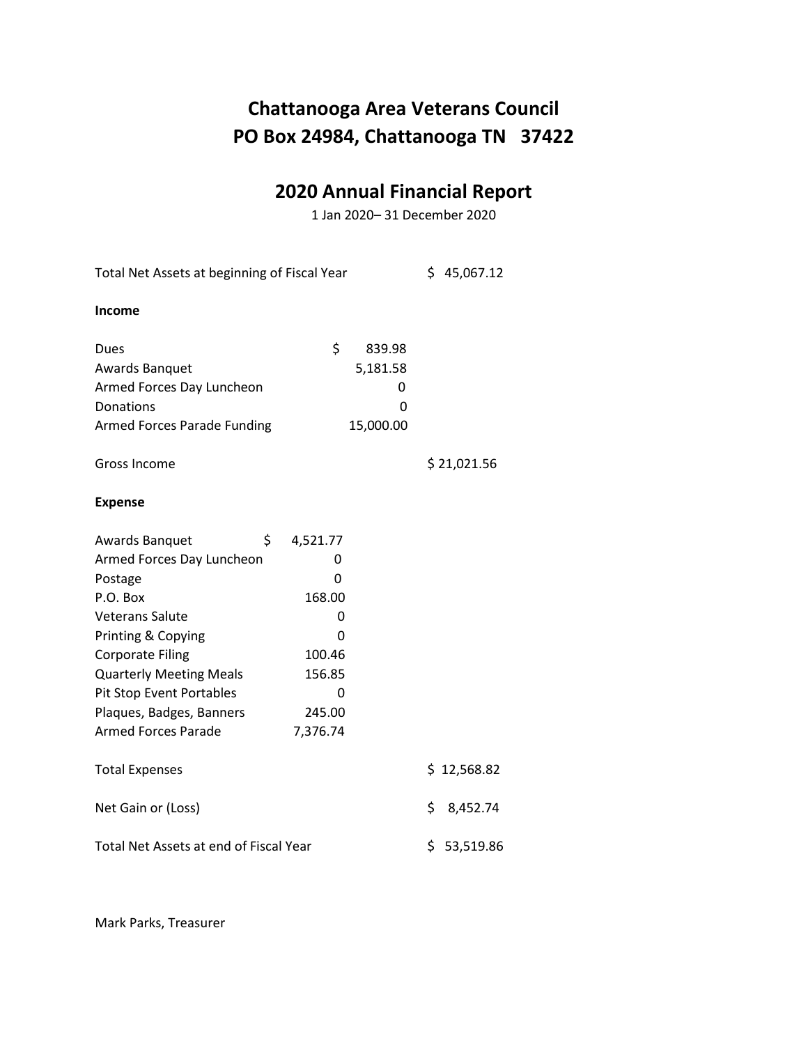# Chattanooga Area Veterans Council
# PO Box 24984, Chattanooga TN 37422

## 2020 Annual Financial Report

1 Jan 2020– 31 December 2020

| | | | |
|---|---|---|---|
| Total Net Assets at beginning of Fiscal Year | | | $ 45,067.12 |
| **Income** | | | |
| Dues | | $ 839.98 | |
| Awards Banquet | | 5,181.58 | |
| Armed Forces Day Luncheon | | 0 | |
| Donations | | 0 | |
| Armed Forces Parade Funding | | 15,000.00 | |
| Gross Income | | | $ 21,021.56 |
| **Expense** | | | |
| Awards Banquet | $ 4,521.77 | | |
| Armed Forces Day Luncheon | 0 | | |
| Postage | 0 | | |
| P.O. Box | 168.00 | | |
| Veterans Salute | 0 | | |
| Printing & Copying | 0 | | |
| Corporate Filing | 100.46 | | |
| Quarterly Meeting Meals | 156.85 | | |
| Pit Stop Event Portables | 0 | | |
| Plaques, Badges, Banners | 245.00 | | |
| Armed Forces Parade | 7,376.74 | | |
| Total Expenses | | | $ 12,568.82 |
| Net Gain or (Loss) | | | $ 8,452.74 |
| Total Net Assets at end of Fiscal Year | | | $ 53,519.86 |

Mark Parks, Treasurer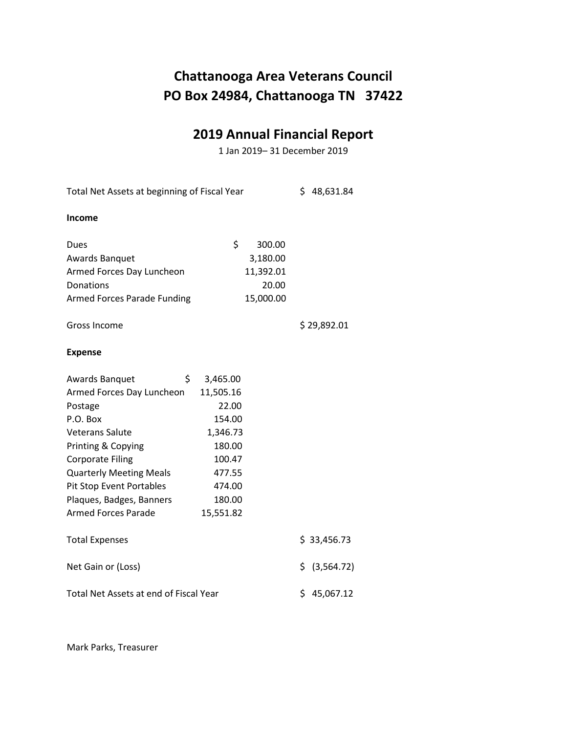# Chattanooga Area Veterans Council
# PO Box 24984, Chattanooga TN 37422

## 2019 Annual Financial Report

1 Jan 2019– 31 December 2019

| | | | |
|---|---|---|---|
| Total Net Assets at beginning of Fiscal Year | | | $ 48,631.84 |
| **Income** | | | |
| Dues | | $ 300.00 | |
| Awards Banquet | | 3,180.00 | |
| Armed Forces Day Luncheon | | 11,392.01 | |
| Donations | | 20.00 | |
| Armed Forces Parade Funding | | 15,000.00 | |
| Gross Income | | | $ 29,892.01 |
| **Expense** | | | |
| Awards Banquet | $ 3,465.00 | | |
| Armed Forces Day Luncheon | 11,505.16 | | |
| Postage | 22.00 | | |
| P.O. Box | 154.00 | | |
| Veterans Salute | 1,346.73 | | |
| Printing & Copying | 180.00 | | |
| Corporate Filing | 100.47 | | |
| Quarterly Meeting Meals | 477.55 | | |
| Pit Stop Event Portables | 474.00 | | |
| Plaques, Badges, Banners | 180.00 | | |
| Armed Forces Parade | 15,551.82 | | |
| Total Expenses | | | $ 33,456.73 |
| Net Gain or (Loss) | | | $ (3,564.72) |
| Total Net Assets at end of Fiscal Year | | | $ 45,067.12 |

Mark Parks, Treasurer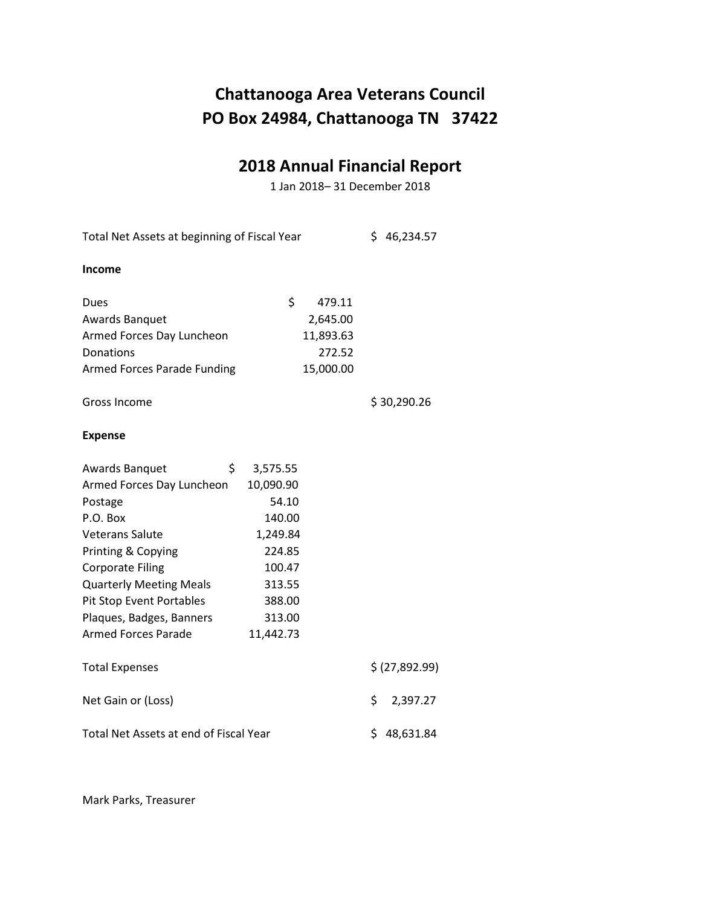# Chattanooga Area Veterans Council
# PO Box 24984, Chattanooga TN 37422

## 2018 Annual Financial Report

1 Jan 2018– 31 December 2018

| | | | |
|---|---|---|---|
| Total Net Assets at beginning of Fiscal Year | | | $ 46,234.57 |
| **Income** | | | |
| Dues | | $ 479.11 | |
| Awards Banquet | | 2,645.00 | |
| Armed Forces Day Luncheon | | 11,893.63 | |
| Donations | | 272.52 | |
| Armed Forces Parade Funding | | 15,000.00 | |
| Gross Income | | | $ 30,290.26 |
| **Expense** | | | |
| Awards Banquet | $ 3,575.55 | | |
| Armed Forces Day Luncheon | 10,090.90 | | |
| Postage | 54.10 | | |
| P.O. Box | 140.00 | | |
| Veterans Salute | 1,249.84 | | |
| Printing & Copying | 224.85 | | |
| Corporate Filing | 100.47 | | |
| Quarterly Meeting Meals | 313.55 | | |
| Pit Stop Event Portables | 388.00 | | |
| Plaques, Badges, Banners | 313.00 | | |
| Armed Forces Parade | 11,442.73 | | |
| Total Expenses | | | $ (27,892.99) |
| Net Gain or (Loss) | | | $ 2,397.27 |
| Total Net Assets at end of Fiscal Year | | | $ 48,631.84 |

Mark Parks, Treasurer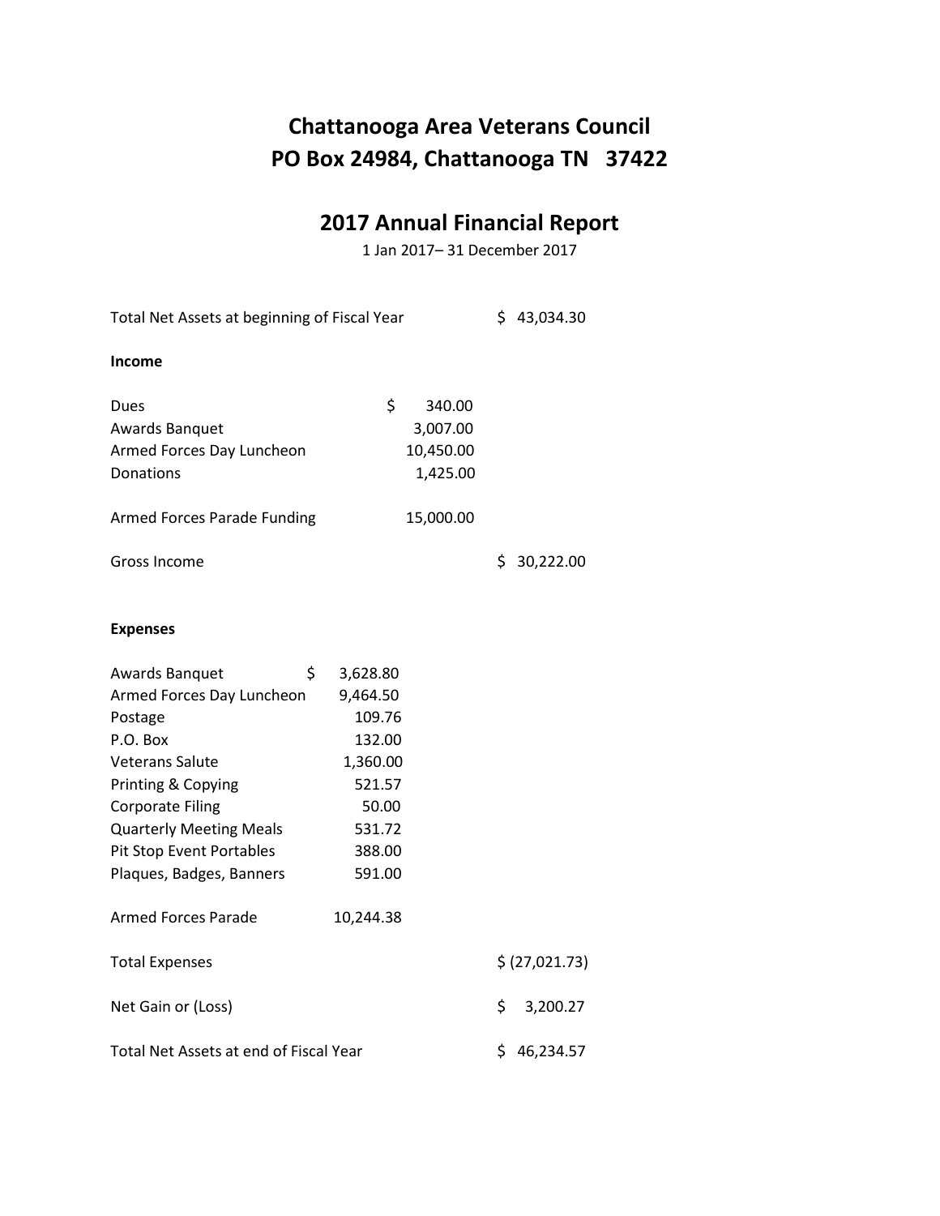# Chattanooga Area Veterans Council
# PO Box 24984, Chattanooga TN 37422

## 2017 Annual Financial Report

1 Jan 2017– 31 December 2017

| | | | |
|---|---|---|---|
| Total Net Assets at beginning of Fiscal Year | | | $ 43,034.30 |
| **Income** | | | |
| Dues | | $ 340.00 | |
| Awards Banquet | | 3,007.00 | |
| Armed Forces Day Luncheon | | 10,450.00 | |
| Donations | | 1,425.00 | |
| Armed Forces Parade Funding | | 15,000.00 | |
| Gross Income | | | $ 30,222.00 |
| **Expenses** | | | |
| Awards Banquet | $ 3,628.80 | | |
| Armed Forces Day Luncheon | 9,464.50 | | |
| Postage | 109.76 | | |
| P.O. Box | 132.00 | | |
| Veterans Salute | 1,360.00 | | |
| Printing & Copying | 521.57 | | |
| Corporate Filing | 50.00 | | |
| Quarterly Meeting Meals | 531.72 | | |
| Pit Stop Event Portables | 388.00 | | |
| Plaques, Badges, Banners | 591.00 | | |
| Armed Forces Parade | 10,244.38 | | |
| Total Expenses | | | $ (27,021.73) |
| Net Gain or (Loss) | | | $ 3,200.27 |
| Total Net Assets at end of Fiscal Year | | | $ 46,234.57 |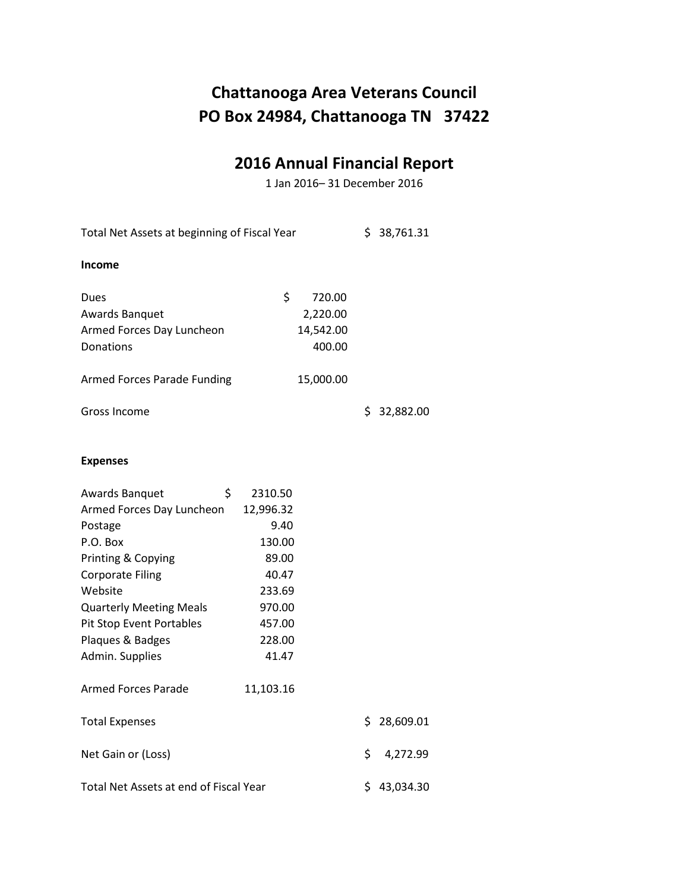# Chattanooga Area Veterans Council
# PO Box 24984, Chattanooga TN 37422

## 2016 Annual Financial Report

1 Jan 2016– 31 December 2016

| | | | |
|---|---|---|---|
| Total Net Assets at beginning of Fiscal Year | | | $ 38,761.31 |
| **Income** | | | |
| Dues | | $ 720.00 | |
| Awards Banquet | | 2,220.00 | |
| Armed Forces Day Luncheon | | 14,542.00 | |
| Donations | | 400.00 | |
| Armed Forces Parade Funding | | 15,000.00 | |
| Gross Income | | | $ 32,882.00 |
| **Expenses** | | | |
| Awards Banquet | $ 2310.50 | | |
| Armed Forces Day Luncheon | 12,996.32 | | |
| Postage | 9.40 | | |
| P.O. Box | 130.00 | | |
| Printing & Copying | 89.00 | | |
| Corporate Filing | 40.47 | | |
| Website | 233.69 | | |
| Quarterly Meeting Meals | 970.00 | | |
| Pit Stop Event Portables | 457.00 | | |
| Plaques & Badges | 228.00 | | |
| Admin. Supplies | 41.47 | | |
| Armed Forces Parade | 11,103.16 | | |
| Total Expenses | | | $ 28,609.01 |
| Net Gain or (Loss) | | | $ 4,272.99 |
| Total Net Assets at end of Fiscal Year | | | $ 43,034.30 |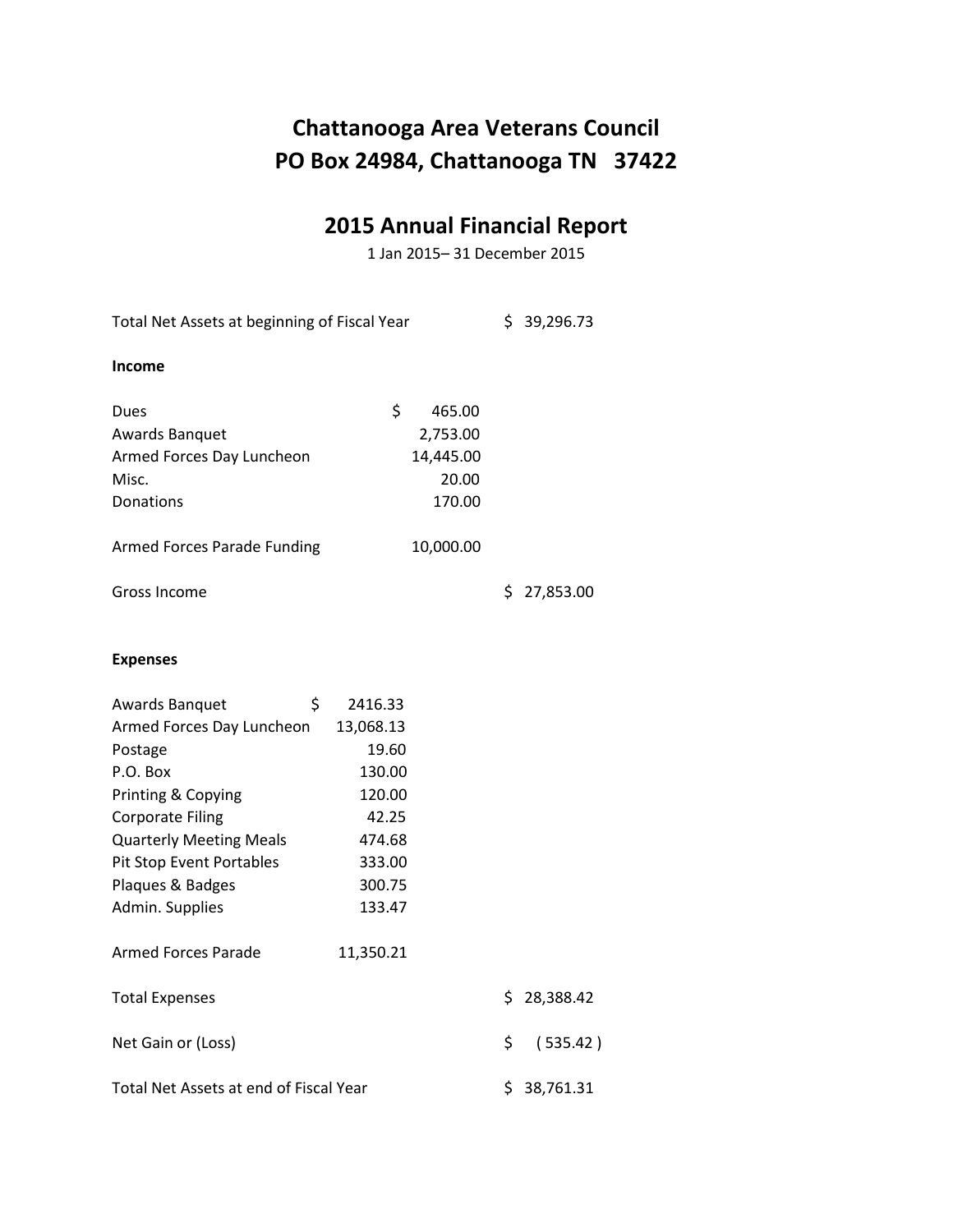# Chattanooga Area Veterans Council
# PO Box 24984, Chattanooga TN 37422

## 2015 Annual Financial Report

1 Jan 2015– 31 December 2015

| | | |
|---|---|---|
| Total Net Assets at beginning of Fiscal Year | | $ 39,296.73 |

**Income**

| | | |
|---|---|---|
| Dues | $ 465.00 | |
| Awards Banquet | 2,753.00 | |
| Armed Forces Day Luncheon | 14,445.00 | |
| Misc. | 20.00 | |
| Donations | 170.00 | |
| | | |
| Armed Forces Parade Funding | 10,000.00 | |
| | | |
| Gross Income | | $ 27,853.00 |

**Expenses**

| | | |
|---|---|---|
| Awards Banquet | $ 2416.33 | |
| Armed Forces Day Luncheon | 13,068.13 | |
| Postage | 19.60 | |
| P.O. Box | 130.00 | |
| Printing & Copying | 120.00 | |
| Corporate Filing | 42.25 | |
| Quarterly Meeting Meals | 474.68 | |
| Pit Stop Event Portables | 333.00 | |
| Plaques & Badges | 300.75 | |
| Admin. Supplies | 133.47 | |
| | | |
| Armed Forces Parade | 11,350.21 | |
| | | |
| Total Expenses | | $ 28,388.42 |
| | | |
| Net Gain or (Loss) | | $ ( 535.42 ) |
| | | |
| Total Net Assets at end of Fiscal Year | | $ 38,761.31 |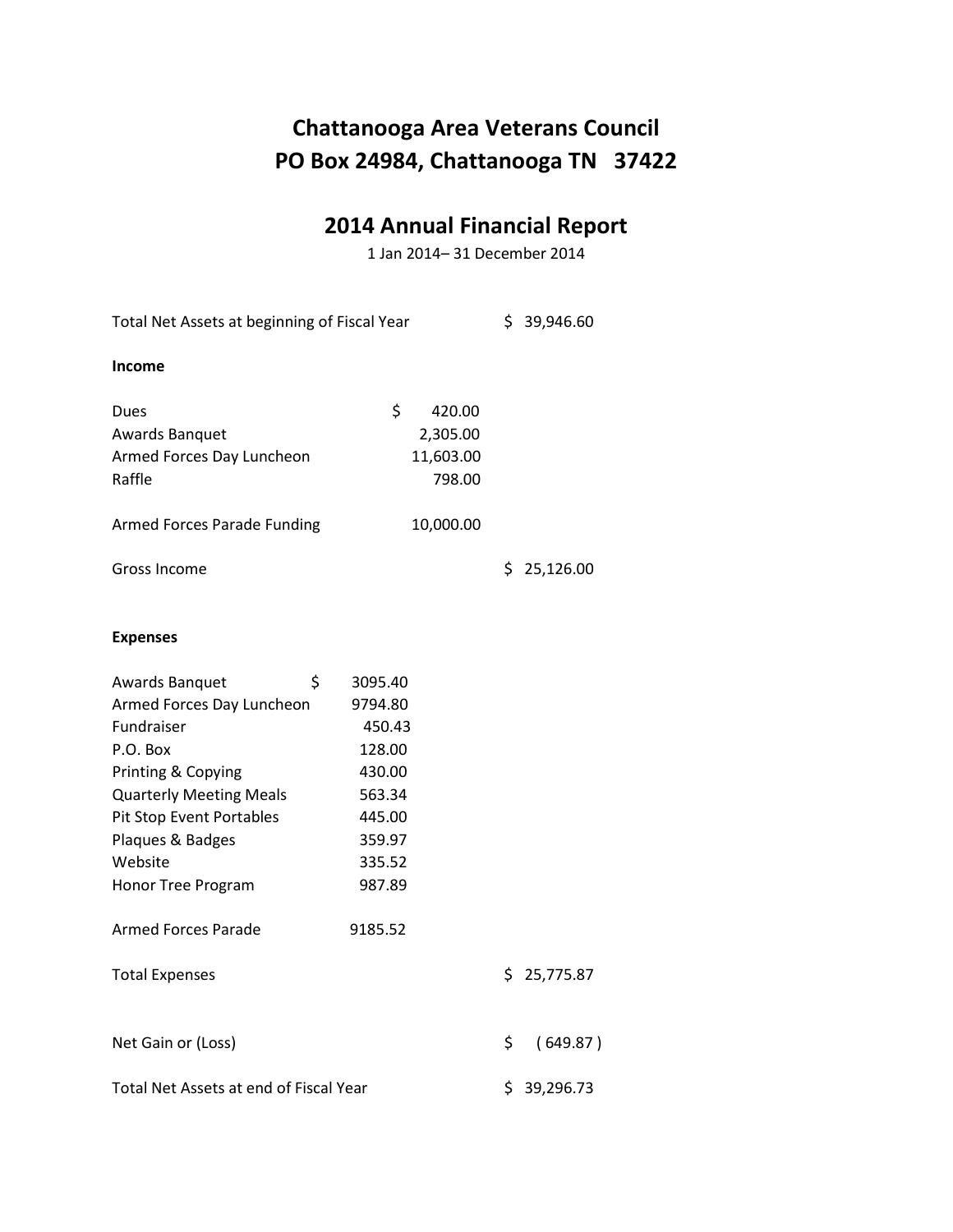# Chattanooga Area Veterans Council
# PO Box 24984, Chattanooga TN 37422

## 2014 Annual Financial Report

1 Jan 2014– 31 December 2014

| | | |
|---|---|---|
| Total Net Assets at beginning of Fiscal Year | | $ 39,946.60 |
| **Income** | | |
| Dues | $ 420.00 | |
| Awards Banquet | 2,305.00 | |
| Armed Forces Day Luncheon | 11,603.00 | |
| Raffle | 798.00 | |
| Armed Forces Parade Funding | 10,000.00 | |
| Gross Income | | $ 25,126.00 |
| **Expenses** | | |
| Awards Banquet | $ 3095.40 | |
| Armed Forces Day Luncheon | 9794.80 | |
| Fundraiser | 450.43 | |
| P.O. Box | 128.00 | |
| Printing & Copying | 430.00 | |
| Quarterly Meeting Meals | 563.34 | |
| Pit Stop Event Portables | 445.00 | |
| Plaques & Badges | 359.97 | |
| Website | 335.52 | |
| Honor Tree Program | 987.89 | |
| Armed Forces Parade | 9185.52 | |
| Total Expenses | | $ 25,775.87 |
| Net Gain or (Loss) | | $ ( 649.87 ) |
| Total Net Assets at end of Fiscal Year | | $ 39,296.73 |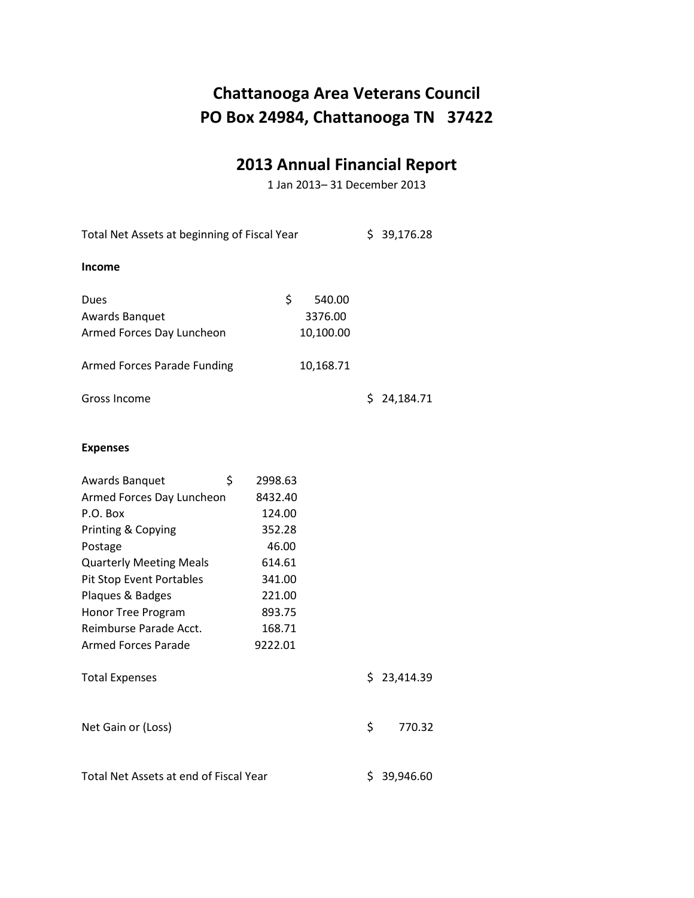# Chattanooga Area Veterans Council
# PO Box 24984, Chattanooga TN 37422

## 2013 Annual Financial Report

1 Jan 2013– 31 December 2013

| | | |
|---|---|---|
| Total Net Assets at beginning of Fiscal Year | | $ 39,176.28 |

**Income**

| | | |
|---|---|---|
| Dues | $ 540.00 | |
| Awards Banquet | 3376.00 | |
| Armed Forces Day Luncheon | 10,100.00 | |
| Armed Forces Parade Funding | 10,168.71 | |
| Gross Income | | $ 24,184.71 |

**Expenses**

| | | |
|---|---|---|
| Awards Banquet | $ 2998.63 | |
| Armed Forces Day Luncheon | 8432.40 | |
| P.O. Box | 124.00 | |
| Printing & Copying | 352.28 | |
| Postage | 46.00 | |
| Quarterly Meeting Meals | 614.61 | |
| Pit Stop Event Portables | 341.00 | |
| Plaques & Badges | 221.00 | |
| Honor Tree Program | 893.75 | |
| Reimburse Parade Acct. | 168.71 | |
| Armed Forces Parade | 9222.01 | |
| Total Expenses | | $ 23,414.39 |

| | | |
|---|---|---|
| Net Gain or (Loss) | | $ 770.32 |
| Total Net Assets at end of Fiscal Year | | $ 39,946.60 |